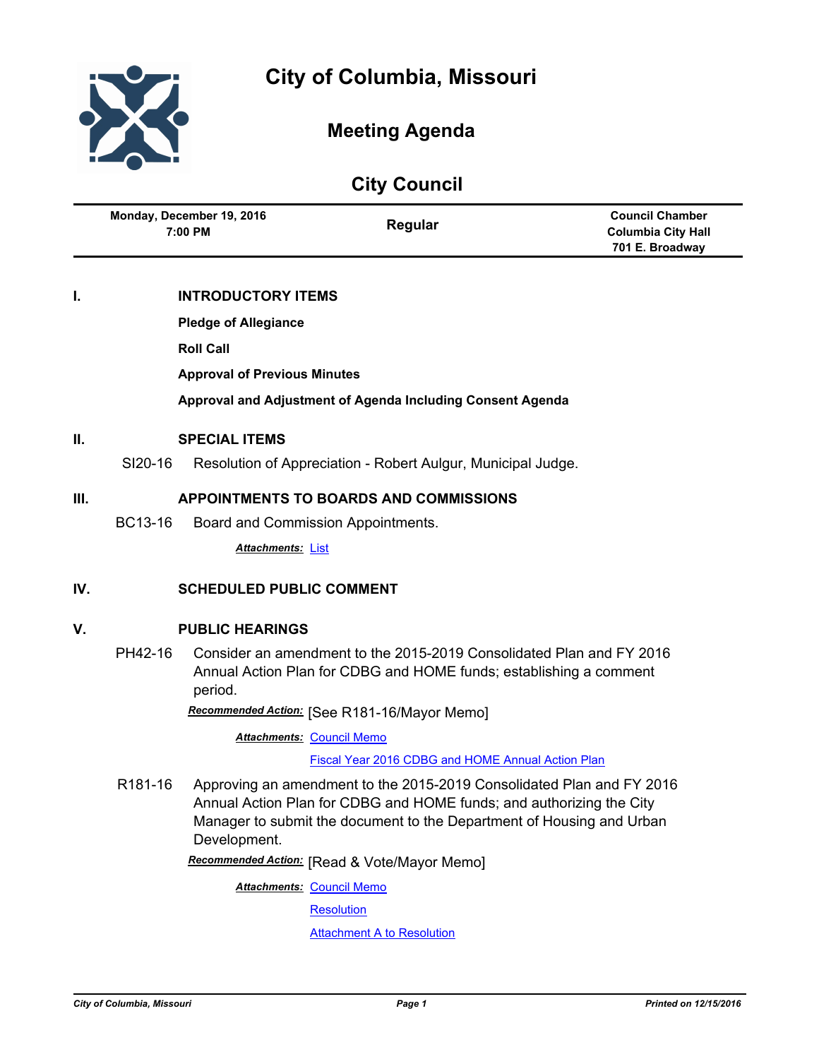# City of Columbia, Missouri

## Meeting Agenda

## City Council

| Monday, December 19, 2016 7:00 PM | Regular | Council Chamber Columbia City Hall 701 E. Broadway |
|---|---|---|

## I. INTRODUCTORY ITEMS

**Pledge of Allegiance**

**Roll Call**

**Approval of Previous Minutes**

**Approval and Adjustment of Agenda Including Consent Agenda**

## II. SPECIAL ITEMS

SI20-16 Resolution of Appreciation - Robert Aulgur, Municipal Judge.

## III. APPOINTMENTS TO BOARDS AND COMMISSIONS

BC13-16 Board and Commission Appointments.

***Attachments:*** List

## IV. SCHEDULED PUBLIC COMMENT

## V. PUBLIC HEARINGS

PH42-16 Consider an amendment to the 2015-2019 Consolidated Plan and FY 2016 Annual Action Plan for CDBG and HOME funds; establishing a comment period.

***Recommended Action:*** [See R181-16/Mayor Memo]

***Attachments:*** Council Memo

Fiscal Year 2016 CDBG and HOME Annual Action Plan

R181-16 Approving an amendment to the 2015-2019 Consolidated Plan and FY 2016 Annual Action Plan for CDBG and HOME funds; and authorizing the City Manager to submit the document to the Department of Housing and Urban Development.

***Recommended Action:*** [Read & Vote/Mayor Memo]

***Attachments:*** Council Memo

Resolution

Attachment A to Resolution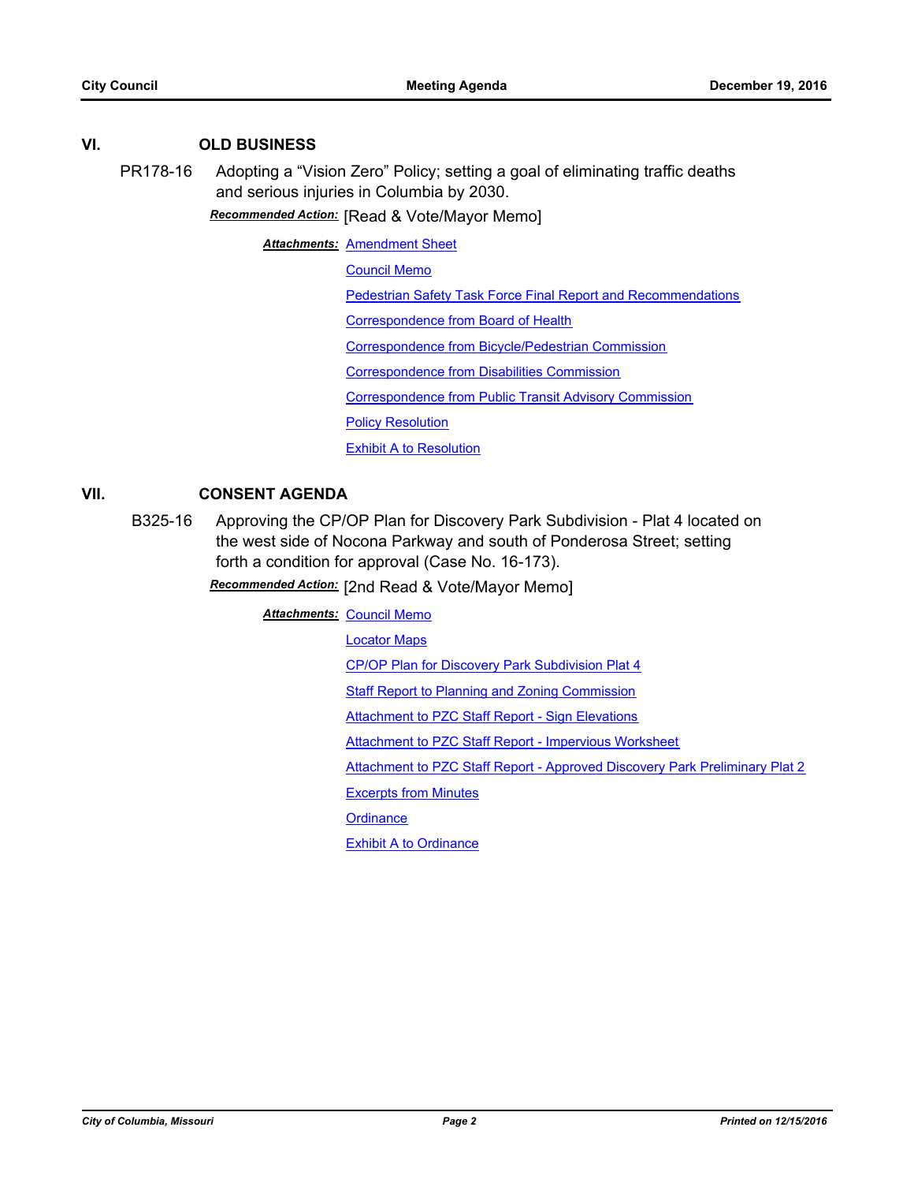## VI. OLD BUSINESS

**PR178-16** Adopting a "Vision Zero" Policy; setting a goal of eliminating traffic deaths and serious injuries in Columbia by 2030.

***Recommended Action:*** [Read & Vote/Mayor Memo]

***Attachments:***
- Amendment Sheet
- Council Memo
- Pedestrian Safety Task Force Final Report and Recommendations
- Correspondence from Board of Health
- Correspondence from Bicycle/Pedestrian Commission
- Correspondence from Disabilities Commission
- Correspondence from Public Transit Advisory Commission
- Policy Resolution
- Exhibit A to Resolution

## VII. CONSENT AGENDA

**B325-16** Approving the CP/OP Plan for Discovery Park Subdivision - Plat 4 located on the west side of Nocona Parkway and south of Ponderosa Street; setting forth a condition for approval (Case No. 16-173).

***Recommended Action:*** [2nd Read & Vote/Mayor Memo]

***Attachments:***
- Council Memo
- Locator Maps
- CP/OP Plan for Discovery Park Subdivision Plat 4
- Staff Report to Planning and Zoning Commission
- Attachment to PZC Staff Report - Sign Elevations
- Attachment to PZC Staff Report - Impervious Worksheet
- Attachment to PZC Staff Report - Approved Discovery Park Preliminary Plat 2
- Excerpts from Minutes
- Ordinance
- Exhibit A to Ordinance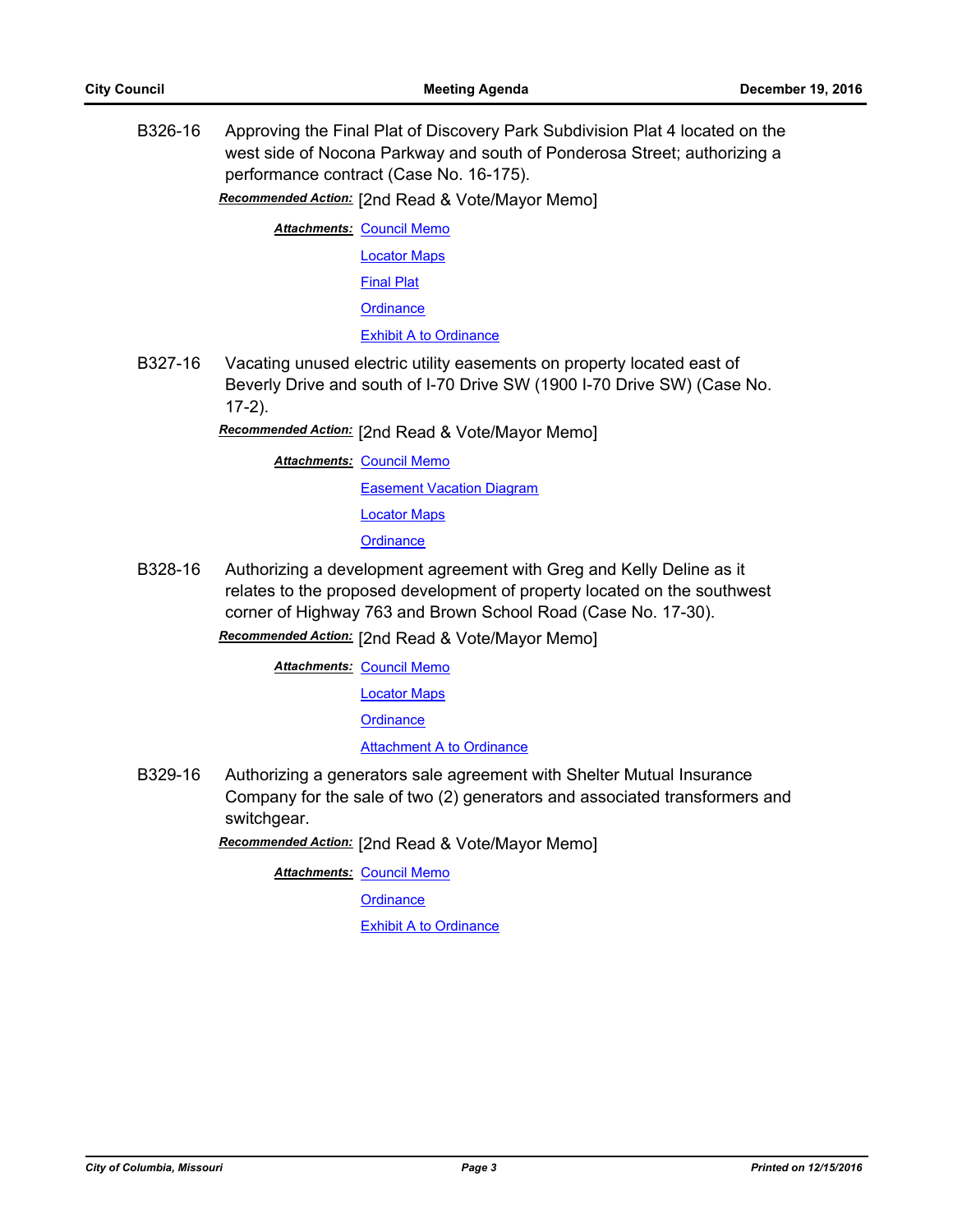**B326-16** Approving the Final Plat of Discovery Park Subdivision Plat 4 located on the west side of Nocona Parkway and south of Ponderosa Street; authorizing a performance contract (Case No. 16-175).

***Recommended Action:*** [2nd Read & Vote/Mayor Memo]

***Attachments:*** Council Memo
Locator Maps
Final Plat
Ordinance
Exhibit A to Ordinance

**B327-16** Vacating unused electric utility easements on property located east of Beverly Drive and south of I-70 Drive SW (1900 I-70 Drive SW) (Case No. 17-2).

***Recommended Action:*** [2nd Read & Vote/Mayor Memo]

***Attachments:*** Council Memo
Easement Vacation Diagram
Locator Maps
Ordinance

**B328-16** Authorizing a development agreement with Greg and Kelly Deline as it relates to the proposed development of property located on the southwest corner of Highway 763 and Brown School Road (Case No. 17-30).

***Recommended Action:*** [2nd Read & Vote/Mayor Memo]

***Attachments:*** Council Memo
Locator Maps
Ordinance
Attachment A to Ordinance

**B329-16** Authorizing a generators sale agreement with Shelter Mutual Insurance Company for the sale of two (2) generators and associated transformers and switchgear.

***Recommended Action:*** [2nd Read & Vote/Mayor Memo]

***Attachments:*** Council Memo
Ordinance
Exhibit A to Ordinance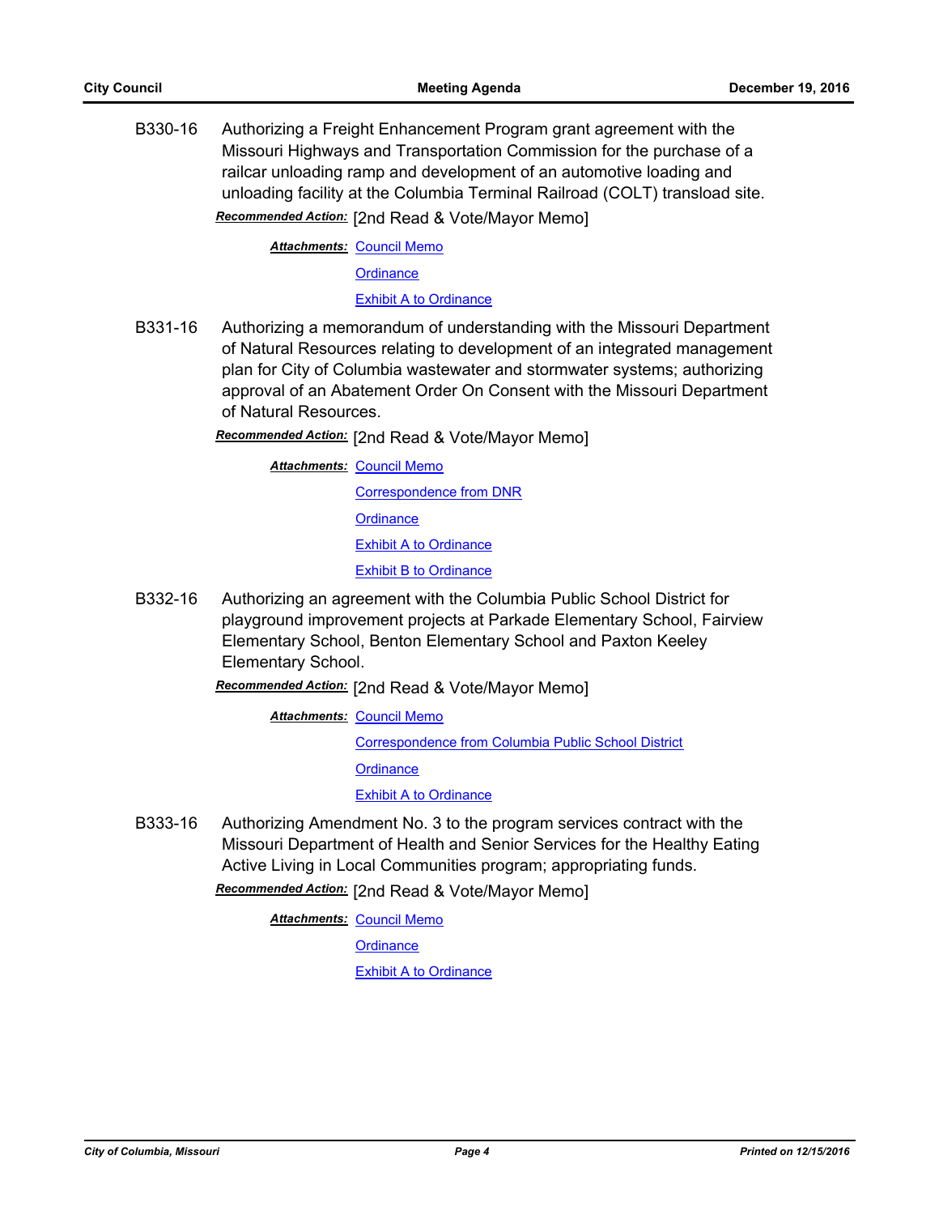B330-16 Authorizing a Freight Enhancement Program grant agreement with the Missouri Highways and Transportation Commission for the purchase of a railcar unloading ramp and development of an automotive loading and unloading facility at the Columbia Terminal Railroad (COLT) transload site.

***Recommended Action:*** [2nd Read & Vote/Mayor Memo]

***Attachments:*** Council Memo
Ordinance
Exhibit A to Ordinance

B331-16 Authorizing a memorandum of understanding with the Missouri Department of Natural Resources relating to development of an integrated management plan for City of Columbia wastewater and stormwater systems; authorizing approval of an Abatement Order On Consent with the Missouri Department of Natural Resources.

***Recommended Action:*** [2nd Read & Vote/Mayor Memo]

***Attachments:*** Council Memo
Correspondence from DNR
Ordinance
Exhibit A to Ordinance
Exhibit B to Ordinance

B332-16 Authorizing an agreement with the Columbia Public School District for playground improvement projects at Parkade Elementary School, Fairview Elementary School, Benton Elementary School and Paxton Keeley Elementary School.

***Recommended Action:*** [2nd Read & Vote/Mayor Memo]

***Attachments:*** Council Memo
Correspondence from Columbia Public School District
Ordinance
Exhibit A to Ordinance

B333-16 Authorizing Amendment No. 3 to the program services contract with the Missouri Department of Health and Senior Services for the Healthy Eating Active Living in Local Communities program; appropriating funds.

***Recommended Action:*** [2nd Read & Vote/Mayor Memo]

***Attachments:*** Council Memo
Ordinance
Exhibit A to Ordinance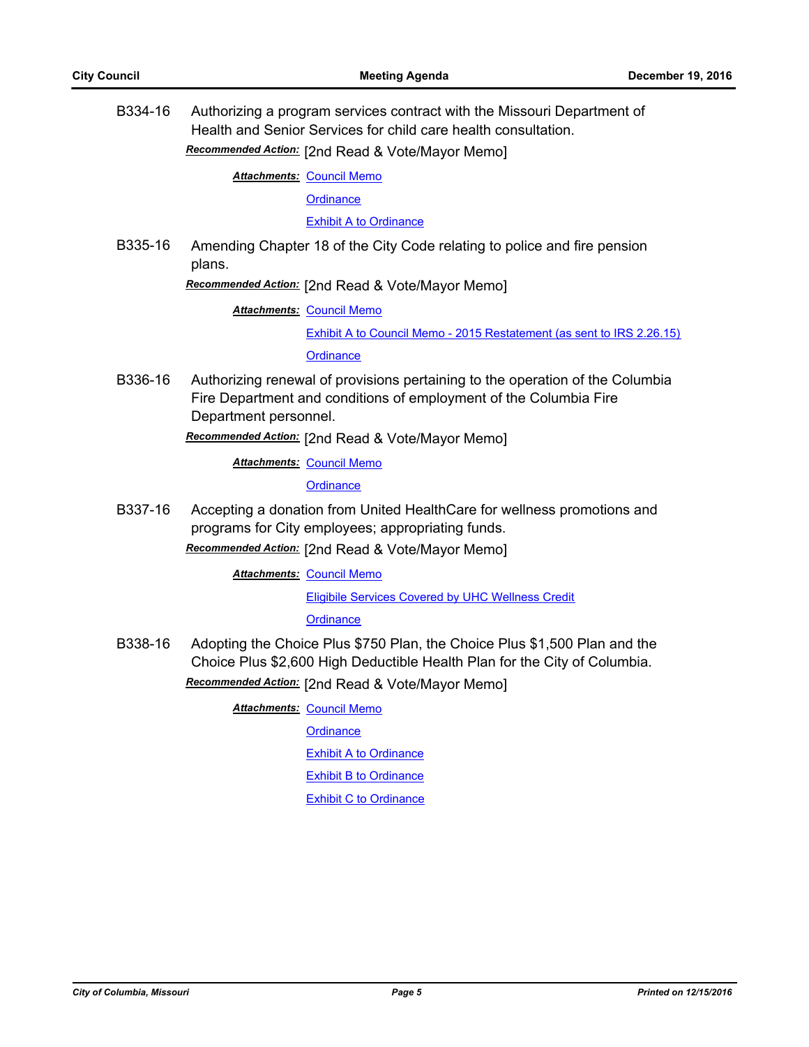B334-16 Authorizing a program services contract with the Missouri Department of Health and Senior Services for child care health consultation.

***Recommended Action:*** [2nd Read & Vote/Mayor Memo]

***Attachments:*** Council Memo
Ordinance
Exhibit A to Ordinance

B335-16 Amending Chapter 18 of the City Code relating to police and fire pension plans.

***Recommended Action:*** [2nd Read & Vote/Mayor Memo]

***Attachments:*** Council Memo
Exhibit A to Council Memo - 2015 Restatement (as sent to IRS 2.26.15)
Ordinance

B336-16 Authorizing renewal of provisions pertaining to the operation of the Columbia Fire Department and conditions of employment of the Columbia Fire Department personnel.

***Recommended Action:*** [2nd Read & Vote/Mayor Memo]

***Attachments:*** Council Memo
Ordinance

B337-16 Accepting a donation from United HealthCare for wellness promotions and programs for City employees; appropriating funds.

***Recommended Action:*** [2nd Read & Vote/Mayor Memo]

***Attachments:*** Council Memo
Eligibile Services Covered by UHC Wellness Credit
Ordinance

B338-16 Adopting the Choice Plus $750 Plan, the Choice Plus $1,500 Plan and the Choice Plus $2,600 High Deductible Health Plan for the City of Columbia.

***Recommended Action:*** [2nd Read & Vote/Mayor Memo]

***Attachments:*** Council Memo
Ordinance
Exhibit A to Ordinance
Exhibit B to Ordinance
Exhibit C to Ordinance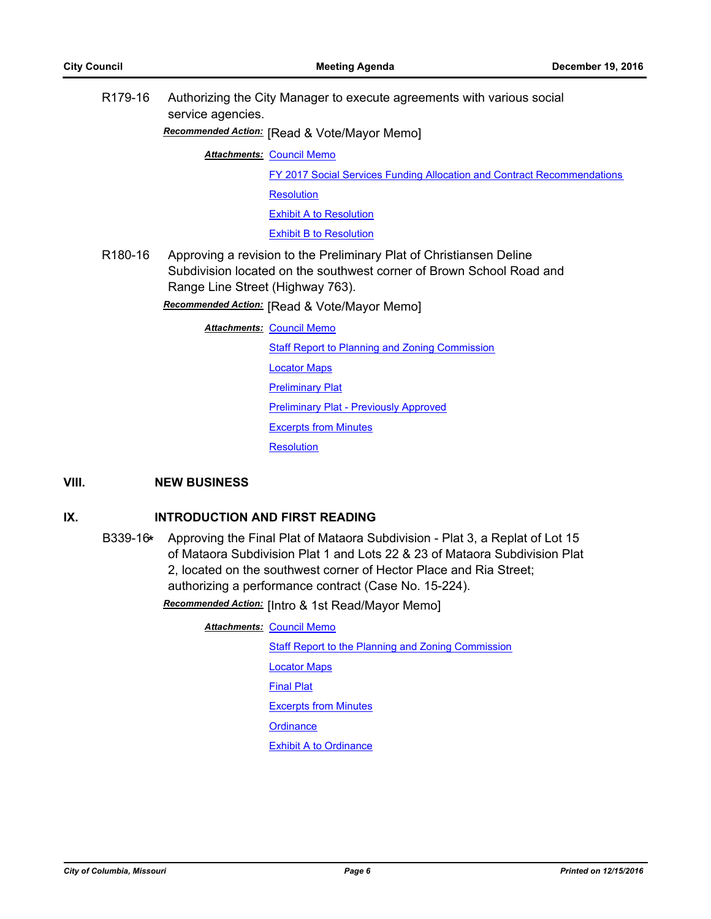R179-16 Authorizing the City Manager to execute agreements with various social service agencies.

***Recommended Action:*** [Read & Vote/Mayor Memo]

***Attachments:*** Council Memo
FY 2017 Social Services Funding Allocation and Contract Recommendations
Resolution
Exhibit A to Resolution
Exhibit B to Resolution

R180-16 Approving a revision to the Preliminary Plat of Christiansen Deline Subdivision located on the southwest corner of Brown School Road and Range Line Street (Highway 763).

***Recommended Action:*** [Read & Vote/Mayor Memo]

***Attachments:*** Council Memo
Staff Report to Planning and Zoning Commission
Locator Maps
Preliminary Plat
Preliminary Plat - Previously Approved
Excerpts from Minutes
Resolution

## VIII. NEW BUSINESS

## IX. INTRODUCTION AND FIRST READING

B339-16* Approving the Final Plat of Mataora Subdivision - Plat 3, a Replat of Lot 15 of Mataora Subdivision Plat 1 and Lots 22 & 23 of Mataora Subdivision Plat 2, located on the southwest corner of Hector Place and Ria Street; authorizing a performance contract (Case No. 15-224).

***Recommended Action:*** [Intro & 1st Read/Mayor Memo]

***Attachments:*** Council Memo
Staff Report to the Planning and Zoning Commission
Locator Maps
Final Plat
Excerpts from Minutes
Ordinance
Exhibit A to Ordinance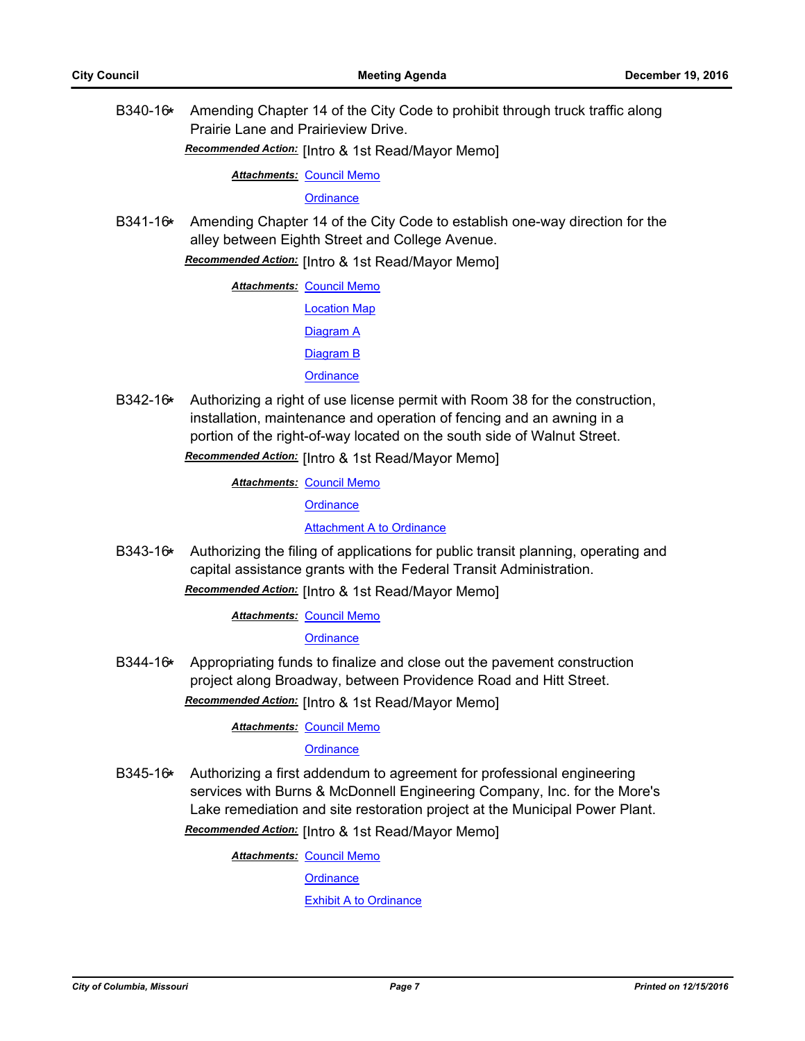**B340-16*** Amending Chapter 14 of the City Code to prohibit through truck traffic along Prairie Lane and Prairieview Drive.

***Recommended Action:*** [Intro & 1st Read/Mayor Memo]

***Attachments:*** Council Memo
Ordinance

**B341-16*** Amending Chapter 14 of the City Code to establish one-way direction for the alley between Eighth Street and College Avenue.

***Recommended Action:*** [Intro & 1st Read/Mayor Memo]

***Attachments:*** Council Memo
Location Map
Diagram A
Diagram B
Ordinance

**B342-16*** Authorizing a right of use license permit with Room 38 for the construction, installation, maintenance and operation of fencing and an awning in a portion of the right-of-way located on the south side of Walnut Street.

***Recommended Action:*** [Intro & 1st Read/Mayor Memo]

***Attachments:*** Council Memo
Ordinance
Attachment A to Ordinance

**B343-16*** Authorizing the filing of applications for public transit planning, operating and capital assistance grants with the Federal Transit Administration.

***Recommended Action:*** [Intro & 1st Read/Mayor Memo]

***Attachments:*** Council Memo
Ordinance

**B344-16*** Appropriating funds to finalize and close out the pavement construction project along Broadway, between Providence Road and Hitt Street.

***Recommended Action:*** [Intro & 1st Read/Mayor Memo]

***Attachments:*** Council Memo
Ordinance

**B345-16*** Authorizing a first addendum to agreement for professional engineering services with Burns & McDonnell Engineering Company, Inc. for the More's Lake remediation and site restoration project at the Municipal Power Plant.

***Recommended Action:*** [Intro & 1st Read/Mayor Memo]

***Attachments:*** Council Memo
Ordinance
Exhibit A to Ordinance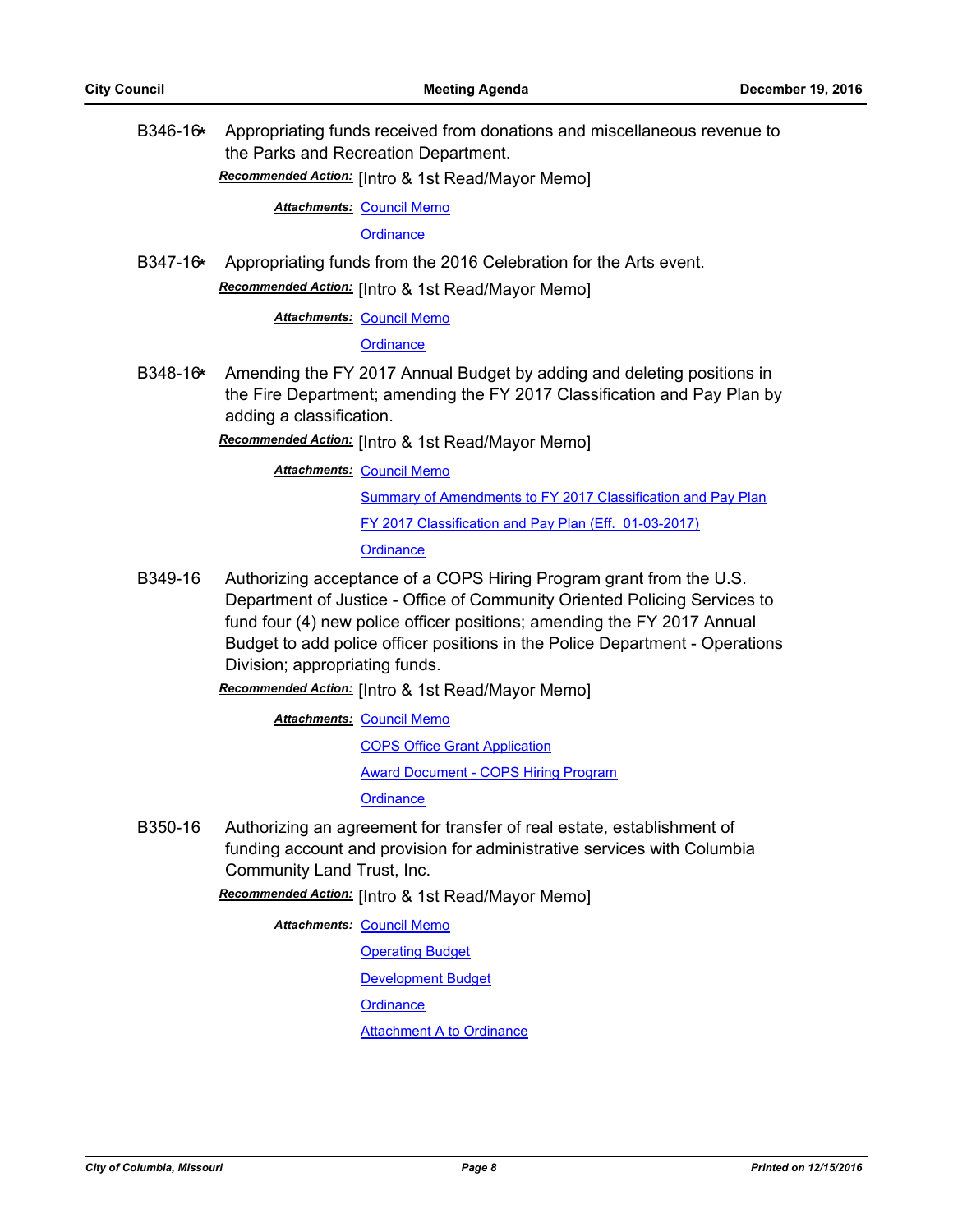B346-16* Appropriating funds received from donations and miscellaneous revenue to the Parks and Recreation Department.

***Recommended Action:*** [Intro & 1st Read/Mayor Memo]

***Attachments:*** Council Memo

Ordinance

B347-16* Appropriating funds from the 2016 Celebration for the Arts event.

***Recommended Action:*** [Intro & 1st Read/Mayor Memo]

***Attachments:*** Council Memo

Ordinance

B348-16* Amending the FY 2017 Annual Budget by adding and deleting positions in the Fire Department; amending the FY 2017 Classification and Pay Plan by adding a classification.

***Recommended Action:*** [Intro & 1st Read/Mayor Memo]

***Attachments:*** Council Memo

Summary of Amendments to FY 2017 Classification and Pay Plan

FY 2017 Classification and Pay Plan (Eff. 01-03-2017)

Ordinance

B349-16 Authorizing acceptance of a COPS Hiring Program grant from the U.S. Department of Justice - Office of Community Oriented Policing Services to fund four (4) new police officer positions; amending the FY 2017 Annual Budget to add police officer positions in the Police Department - Operations Division; appropriating funds.

***Recommended Action:*** [Intro & 1st Read/Mayor Memo]

***Attachments:*** Council Memo

COPS Office Grant Application

Award Document - COPS Hiring Program

Ordinance

B350-16 Authorizing an agreement for transfer of real estate, establishment of funding account and provision for administrative services with Columbia Community Land Trust, Inc.

***Recommended Action:*** [Intro & 1st Read/Mayor Memo]

***Attachments:*** Council Memo

Operating Budget

Development Budget

Ordinance

Attachment A to Ordinance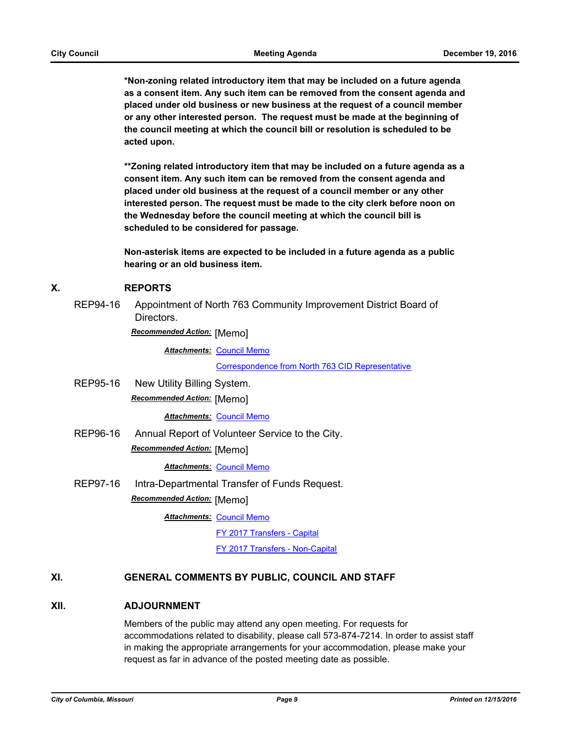**\*Non-zoning related introductory item that may be included on a future agenda as a consent item. Any such item can be removed from the consent agenda and placed under old business or new business at the request of a council member or any other interested person. The request must be made at the beginning of the council meeting at which the council bill or resolution is scheduled to be acted upon.**

**\*\*Zoning related introductory item that may be included on a future agenda as a consent item. Any such item can be removed from the consent agenda and placed under old business at the request of a council member or any other interested person. The request must be made to the city clerk before noon on the Wednesday before the council meeting at which the council bill is scheduled to be considered for passage.**

**Non-asterisk items are expected to be included in a future agenda as a public hearing or an old business item.**

## X. REPORTS

**REP94-16** Appointment of North 763 Community Improvement District Board of Directors.

***Recommended Action:*** [Memo]

***Attachments:*** Council Memo
Correspondence from North 763 CID Representative

**REP95-16** New Utility Billing System.

***Recommended Action:*** [Memo]

***Attachments:*** Council Memo

**REP96-16** Annual Report of Volunteer Service to the City.

***Recommended Action:*** [Memo]

***Attachments:*** Council Memo

**REP97-16** Intra-Departmental Transfer of Funds Request.

***Recommended Action:*** [Memo]

***Attachments:*** Council Memo
FY 2017 Transfers - Capital
FY 2017 Transfers - Non-Capital

## XI. GENERAL COMMENTS BY PUBLIC, COUNCIL AND STAFF

## XII. ADJOURNMENT

Members of the public may attend any open meeting. For requests for accommodations related to disability, please call 573-874-7214. In order to assist staff in making the appropriate arrangements for your accommodation, please make your request as far in advance of the posted meeting date as possible.